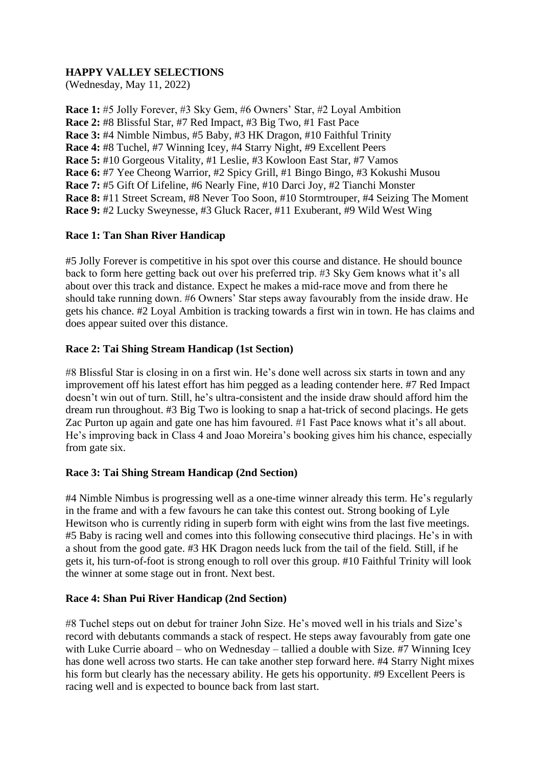## HAPPY VALLEY SELECTIONS

(Wednesday, May 11, 2022)

**Race 1:** #5 Jolly Forever, #3 Sky Gem, #6 Owners' Star, #2 Loyal Ambition
**Race 2:** #8 Blissful Star, #7 Red Impact, #3 Big Two, #1 Fast Pace
**Race 3:** #4 Nimble Nimbus, #5 Baby, #3 HK Dragon, #10 Faithful Trinity
**Race 4:** #8 Tuchel, #7 Winning Icey, #4 Starry Night, #9 Excellent Peers
**Race 5:** #10 Gorgeous Vitality, #1 Leslie, #3 Kowloon East Star, #7 Vamos
**Race 6:** #7 Yee Cheong Warrior, #2 Spicy Grill, #1 Bingo Bingo, #3 Kokushi Musou
**Race 7:** #5 Gift Of Lifeline, #6 Nearly Fine, #10 Darci Joy, #2 Tianchi Monster
**Race 8:** #11 Street Scream, #8 Never Too Soon, #10 Stormtrouper, #4 Seizing The Moment
**Race 9:** #2 Lucky Sweynesse, #3 Gluck Racer, #11 Exuberant, #9 Wild West Wing

### Race 1: Tan Shan River Handicap

#5 Jolly Forever is competitive in his spot over this course and distance. He should bounce back to form here getting back out over his preferred trip. #3 Sky Gem knows what it's all about over this track and distance. Expect he makes a mid-race move and from there he should take running down. #6 Owners' Star steps away favourably from the inside draw. He gets his chance. #2 Loyal Ambition is tracking towards a first win in town. He has claims and does appear suited over this distance.

### Race 2: Tai Shing Stream Handicap (1st Section)

#8 Blissful Star is closing in on a first win. He's done well across six starts in town and any improvement off his latest effort has him pegged as a leading contender here. #7 Red Impact doesn't win out of turn. Still, he's ultra-consistent and the inside draw should afford him the dream run throughout. #3 Big Two is looking to snap a hat-trick of second placings. He gets Zac Purton up again and gate one has him favoured. #1 Fast Pace knows what it's all about. He's improving back in Class 4 and Joao Moreira's booking gives him his chance, especially from gate six.

### Race 3: Tai Shing Stream Handicap (2nd Section)

#4 Nimble Nimbus is progressing well as a one-time winner already this term. He's regularly in the frame and with a few favours he can take this contest out. Strong booking of Lyle Hewitson who is currently riding in superb form with eight wins from the last five meetings. #5 Baby is racing well and comes into this following consecutive third placings. He's in with a shout from the good gate. #3 HK Dragon needs luck from the tail of the field. Still, if he gets it, his turn-of-foot is strong enough to roll over this group. #10 Faithful Trinity will look the winner at some stage out in front. Next best.

### Race 4: Shan Pui River Handicap (2nd Section)

#8 Tuchel steps out on debut for trainer John Size. He's moved well in his trials and Size's record with debutants commands a stack of respect. He steps away favourably from gate one with Luke Currie aboard – who on Wednesday – tallied a double with Size. #7 Winning Icey has done well across two starts. He can take another step forward here. #4 Starry Night mixes his form but clearly has the necessary ability. He gets his opportunity. #9 Excellent Peers is racing well and is expected to bounce back from last start.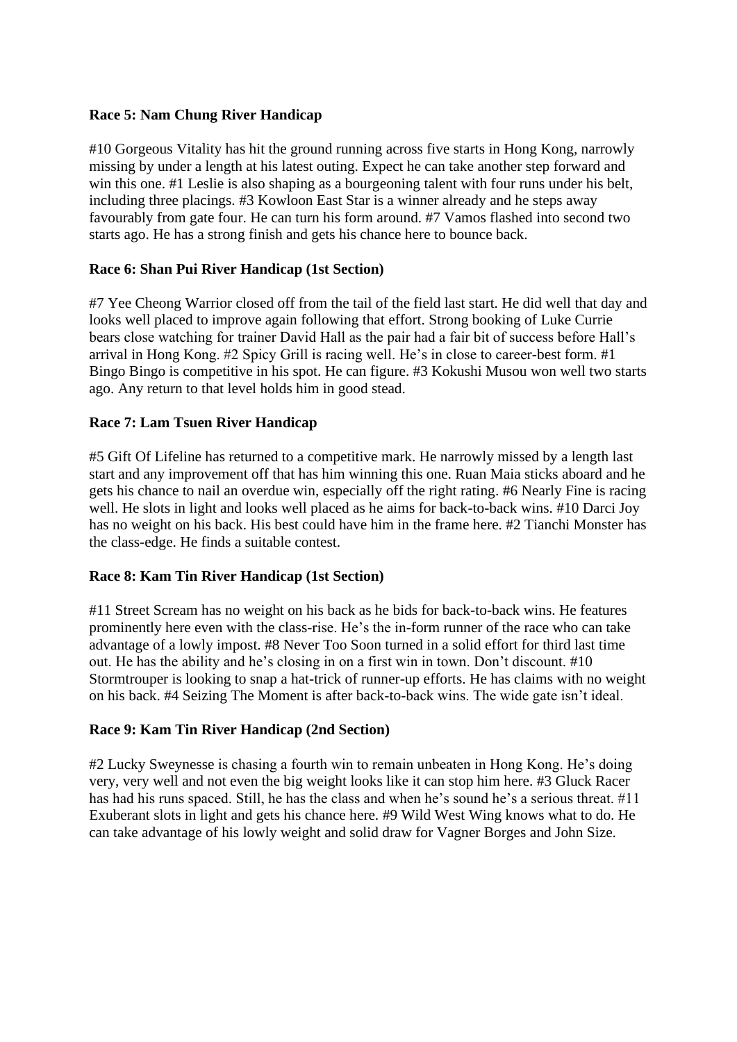**Race 5: Nam Chung River Handicap**

#10 Gorgeous Vitality has hit the ground running across five starts in Hong Kong, narrowly missing by under a length at his latest outing. Expect he can take another step forward and win this one. #1 Leslie is also shaping as a bourgeoning talent with four runs under his belt, including three placings. #3 Kowloon East Star is a winner already and he steps away favourably from gate four. He can turn his form around. #7 Vamos flashed into second two starts ago. He has a strong finish and gets his chance here to bounce back.

**Race 6: Shan Pui River Handicap (1st Section)**

#7 Yee Cheong Warrior closed off from the tail of the field last start. He did well that day and looks well placed to improve again following that effort. Strong booking of Luke Currie bears close watching for trainer David Hall as the pair had a fair bit of success before Hall's arrival in Hong Kong. #2 Spicy Grill is racing well. He's in close to career-best form. #1 Bingo Bingo is competitive in his spot. He can figure. #3 Kokushi Musou won well two starts ago. Any return to that level holds him in good stead.

**Race 7: Lam Tsuen River Handicap**

#5 Gift Of Lifeline has returned to a competitive mark. He narrowly missed by a length last start and any improvement off that has him winning this one. Ruan Maia sticks aboard and he gets his chance to nail an overdue win, especially off the right rating. #6 Nearly Fine is racing well. He slots in light and looks well placed as he aims for back-to-back wins. #10 Darci Joy has no weight on his back. His best could have him in the frame here. #2 Tianchi Monster has the class-edge. He finds a suitable contest.

**Race 8: Kam Tin River Handicap (1st Section)**

#11 Street Scream has no weight on his back as he bids for back-to-back wins. He features prominently here even with the class-rise. He's the in-form runner of the race who can take advantage of a lowly impost. #8 Never Too Soon turned in a solid effort for third last time out. He has the ability and he's closing in on a first win in town. Don't discount. #10 Stormtrouper is looking to snap a hat-trick of runner-up efforts. He has claims with no weight on his back. #4 Seizing The Moment is after back-to-back wins. The wide gate isn't ideal.

**Race 9: Kam Tin River Handicap (2nd Section)**

#2 Lucky Sweynesse is chasing a fourth win to remain unbeaten in Hong Kong. He's doing very, very well and not even the big weight looks like it can stop him here. #3 Gluck Racer has had his runs spaced. Still, he has the class and when he's sound he's a serious threat. #11 Exuberant slots in light and gets his chance here. #9 Wild West Wing knows what to do. He can take advantage of his lowly weight and solid draw for Vagner Borges and John Size.